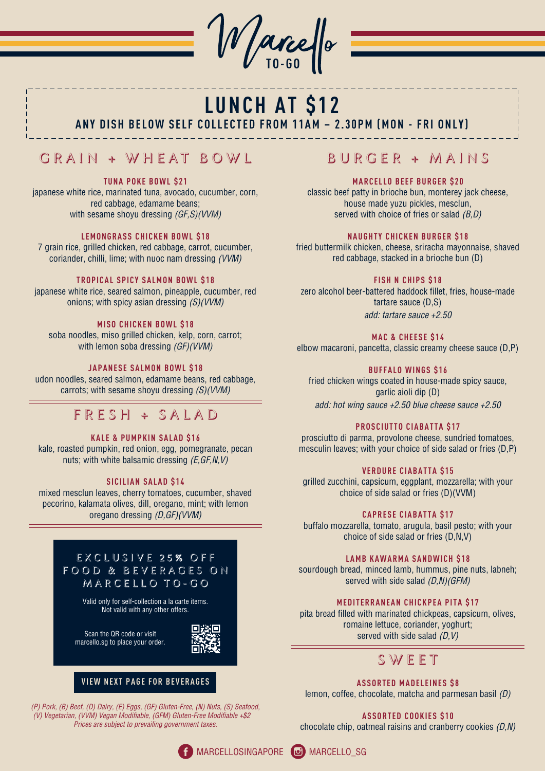# Marcello TO-GO

## LUNCH AT $12

**ANY DISH BELOW SELF COLLECTED FROM 11AM – 2.30PM (MON - FRI ONLY)**

## GRAIN + WHEAT BOWL

**TUNA POKE BOWL $21**
japanese white rice, marinated tuna, avocado, cucumber, corn, red cabbage, edamame beans; with sesame shoyu dressing *(GF,S)(VVM)*

**LEMONGRASS CHICKEN BOWL $18**
7 grain rice, grilled chicken, red cabbage, carrot, cucumber, coriander, chilli, lime; with nuoc nam dressing *(VVM)*

**TROPICAL SPICY SALMON BOWL $18**
japanese white rice, seared salmon, pineapple, cucumber, red onions; with spicy asian dressing *(S)(VVM)*

**MISO CHICKEN BOWL $18**
soba noodles, miso grilled chicken, kelp, corn, carrot; with lemon soba dressing *(GF)(VVM)*

**JAPANESE SALMON BOWL $18**
udon noodles, seared salmon, edamame beans, red cabbage, carrots; with sesame shoyu dressing *(S)(VVM)*

## FRESH + SALAD

**KALE & PUMPKIN SALAD $16**
kale, roasted pumpkin, red onion, egg, pomegranate, pecan nuts; with white balsamic dressing *(E,GF,N,V)*

**SICILIAN SALAD $14**
mixed mesclun leaves, cherry tomatoes, cucumber, shaved pecorino, kalamata olives, dill, oregano, mint; with lemon oregano dressing *(D,GF)(VVM)*

## BURGER + MAINS

**MARCELLO BEEF BURGER $20**
classic beef patty in brioche bun, monterey jack cheese, house made yuzu pickles, mesclun, served with choice of fries or salad *(B,D)*

**NAUGHTY CHICKEN BURGER $18**
fried buttermilk chicken, cheese, sriracha mayonnaise, shaved red cabbage, stacked in a brioche bun (D)

**FISH N CHIPS $18**
zero alcohol beer-battered haddock fillet, fries, house-made tartare sauce (D,S)
*add: tartare sauce +2.50*

**MAC & CHEESE $14**
elbow macaroni, pancetta, classic creamy cheese sauce (D,P)

**BUFFALO WINGS $16**
fried chicken wings coated in house-made spicy sauce, garlic aioli dip (D)
*add: hot wing sauce +2.50 blue cheese sauce +2.50*

**PROSCIUTTO CIABATTA $17**
prosciutto di parma, provolone cheese, sundried tomatoes, mesculin leaves; with your choice of side salad or fries (D,P)

**VERDURE CIABATTA $15**
grilled zucchini, capsicum, eggplant, mozzarella; with your choice of side salad or fries (D)(VVM)

**CAPRESE CIABATTA $17**
buffalo mozzarella, tomato, arugula, basil pesto; with your choice of side salad or fries (D,N,V)

**LAMB KAWARMA SANDWICH $18**
sourdough bread, minced lamb, hummus, pine nuts, labneh; served with side salad *(D,N)(GFM)*

**MEDITERRANEAN CHICKPEA PITA $17**
pita bread filled with marinated chickpeas, capsicum, olives, romaine lettuce, coriander, yoghurt; served with side salad *(D,V)*

## SWEET

**ASSORTED MADELEINES $8**
lemon, coffee, chocolate, matcha and parmesan basil *(D)*

**ASSORTED COOKIES $10**
chocolate chip, oatmeal raisins and cranberry cookies *(D,N)*

---

**EXCLUSIVE 25% OFF FOOD & BEVERAGES ON MARCELLO TO-GO**

Valid only for self-collection a la carte items. Not valid with any other offers.

Scan the QR code or visit marcello.sg to place your order.

**VIEW NEXT PAGE FOR BEVERAGES**

*(P) Pork, (B) Beef, (D) Dairy, (E) Eggs, (GF) Gluten-Free, (N) Nuts, (S) Seafood, (V) Vegetarian, (VVM) Vegan Modifiable, (GFM) Gluten-Free Modifiable +$2*
*Prices are subject to prevailing government taxes.*

MARCELLOSINGAPORE MARCELLO_SG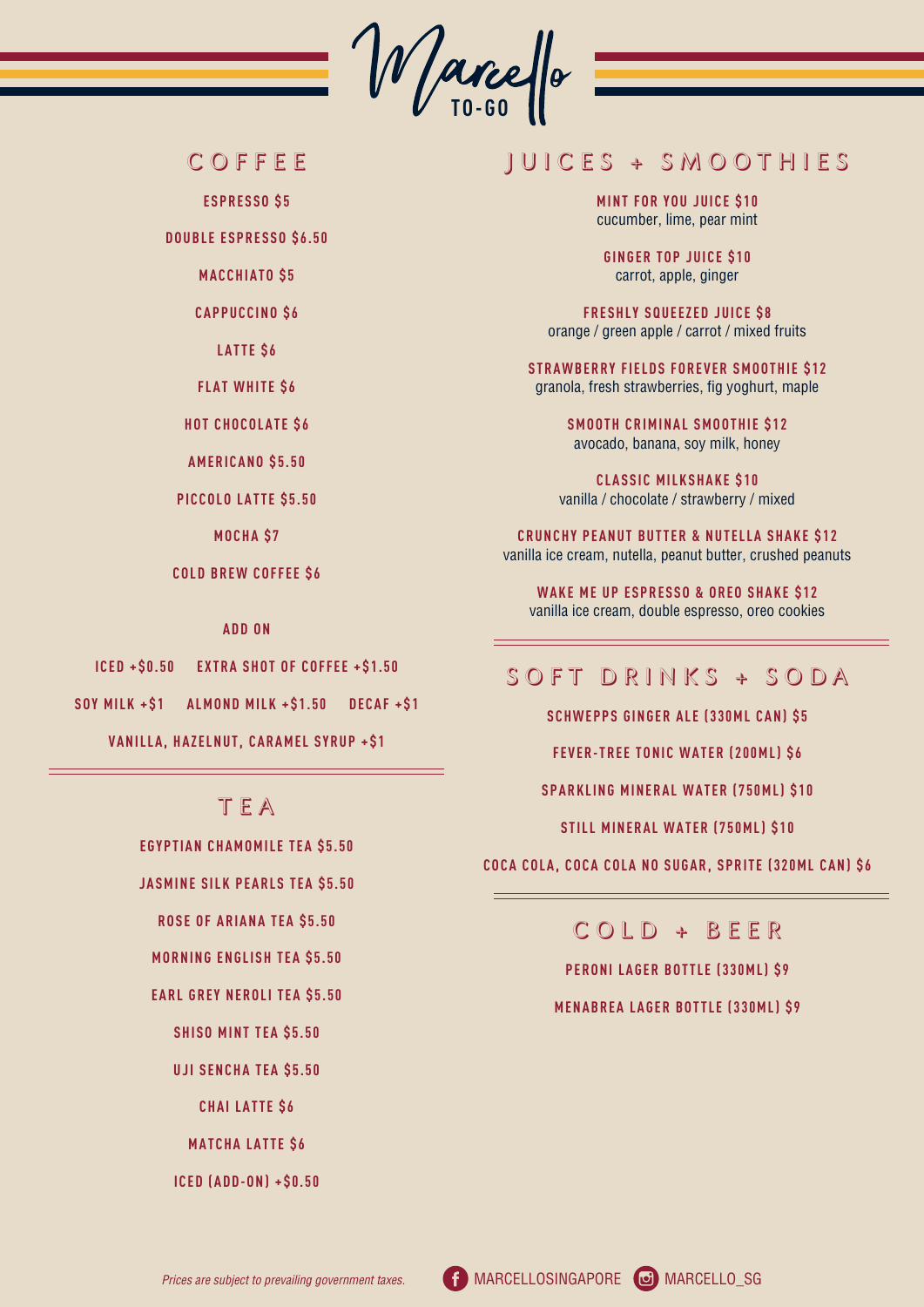# Marcello TO-GO

## COFFEE

ESPRESSO $5

DOUBLE ESPRESSO $6.50

MACCHIATO $5

CAPPUCCINO $6

LATTE $6

FLAT WHITE $6

HOT CHOCOLATE $6

AMERICANO $5.50

PICCOLO LATTE $5.50

MOCHA $7

COLD BREW COFFEE $6

### ADD ON

ICED +$0.50 EXTRA SHOT OF COFFEE +$1.50

SOY MILK +$1 ALMOND MILK +$1.50 DECAF +$1

VANILLA, HAZELNUT, CARAMEL SYRUP +$1

## TEA

EGYPTIAN CHAMOMILE TEA $5.50

JASMINE SILK PEARLS TEA $5.50

ROSE OF ARIANA TEA $5.50

MORNING ENGLISH TEA $5.50

EARL GREY NEROLI TEA $5.50

SHISO MINT TEA $5.50

UJI SENCHA TEA $5.50

CHAI LATTE $6

MATCHA LATTE $6

ICED (ADD-ON) +$0.50

## JUICES + SMOOTHIES

**MINT FOR YOU JUICE $10**
cucumber, lime, pear mint

**GINGER TOP JUICE $10**
carrot, apple, ginger

**FRESHLY SQUEEZED JUICE $8**
orange / green apple / carrot / mixed fruits

**STRAWBERRY FIELDS FOREVER SMOOTHIE $12**
granola, fresh strawberries, fig yoghurt, maple

**SMOOTH CRIMINAL SMOOTHIE $12**
avocado, banana, soy milk, honey

**CLASSIC MILKSHAKE $10**
vanilla / chocolate / strawberry / mixed

**CRUNCHY PEANUT BUTTER & NUTELLA SHAKE $12**
vanilla ice cream, nutella, peanut butter, crushed peanuts

**WAKE ME UP ESPRESSO & OREO SHAKE $12**
vanilla ice cream, double espresso, oreo cookies

## SOFT DRINKS + SODA

SCHWEPPS GINGER ALE (330ML CAN) $5

FEVER-TREE TONIC WATER (200ML) $6

SPARKLING MINERAL WATER (750ML) $10

STILL MINERAL WATER (750ML) $10

COCA COLA, COCA COLA NO SUGAR, SPRITE (320ML CAN) $6

## COLD + BEER

PERONI LAGER BOTTLE (330ML) $9

MENABREA LAGER BOTTLE (330ML) $9

*Prices are subject to prevailing government taxes.*

MARCELLOSINGAPORE MARCELLO_SG